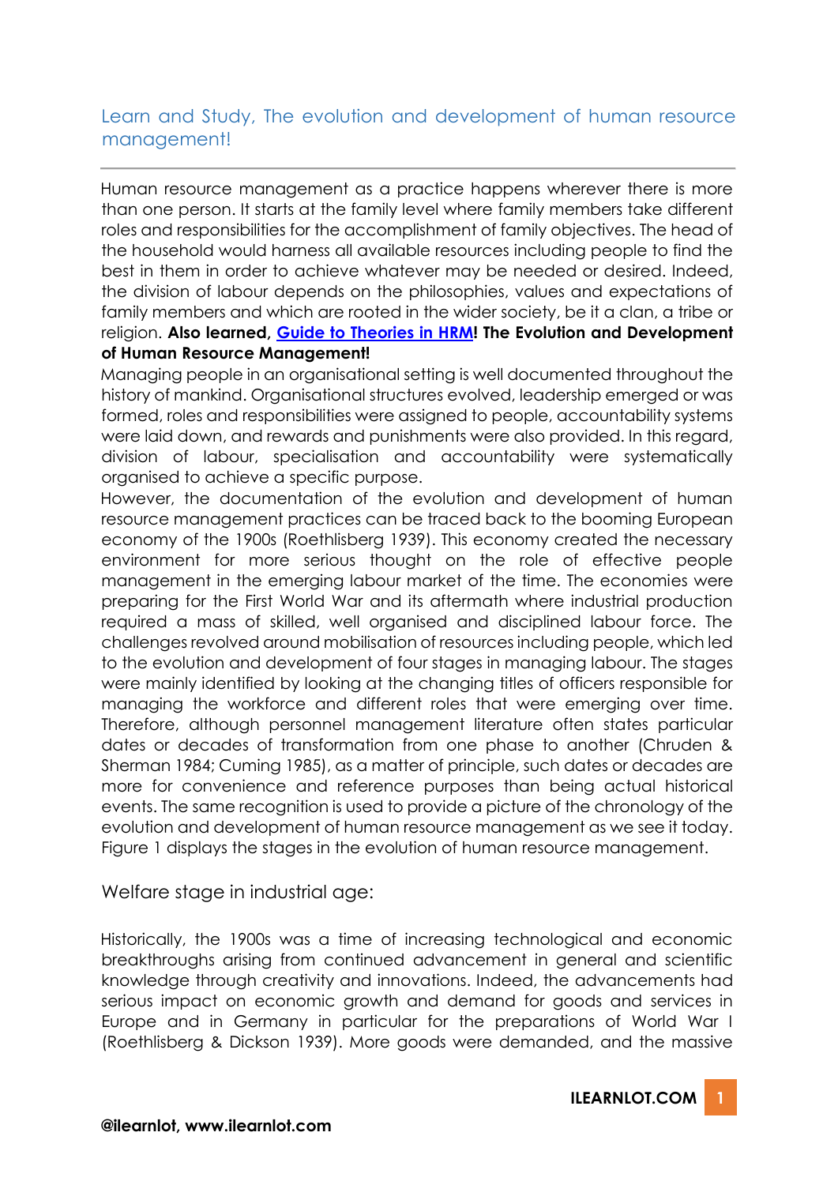## Learn and Study, The evolution and development of human resource management!

---

Human resource management as a practice happens wherever there is more than one person. It starts at the family level where family members take different roles and responsibilities for the accomplishment of family objectives. The head of the household would harness all available resources including people to find the best in them in order to achieve whatever may be needed or desired. Indeed, the division of labour depends on the philosophies, values and expectations of family members and which are rooted in the wider society, be it a clan, a tribe or religion. **Also learned, Guide to Theories in HRM! The Evolution and Development of Human Resource Management!**

Managing people in an organisational setting is well documented throughout the history of mankind. Organisational structures evolved, leadership emerged or was formed, roles and responsibilities were assigned to people, accountability systems were laid down, and rewards and punishments were also provided. In this regard, division of labour, specialisation and accountability were systematically organised to achieve a specific purpose.

However, the documentation of the evolution and development of human resource management practices can be traced back to the booming European economy of the 1900s (Roethlisberg 1939). This economy created the necessary environment for more serious thought on the role of effective people management in the emerging labour market of the time. The economies were preparing for the First World War and its aftermath where industrial production required a mass of skilled, well organised and disciplined labour force. The challenges revolved around mobilisation of resources including people, which led to the evolution and development of four stages in managing labour. The stages were mainly identified by looking at the changing titles of officers responsible for managing the workforce and different roles that were emerging over time. Therefore, although personnel management literature often states particular dates or decades of transformation from one phase to another (Chruden & Sherman 1984; Cuming 1985), as a matter of principle, such dates or decades are more for convenience and reference purposes than being actual historical events. The same recognition is used to provide a picture of the chronology of the evolution and development of human resource management as we see it today. Figure 1 displays the stages in the evolution of human resource management.

### Welfare stage in industrial age:

Historically, the 1900s was a time of increasing technological and economic breakthroughs arising from continued advancement in general and scientific knowledge through creativity and innovations. Indeed, the advancements had serious impact on economic growth and demand for goods and services in Europe and in Germany in particular for the preparations of World War I (Roethlisberg & Dickson 1939). More goods were demanded, and the massive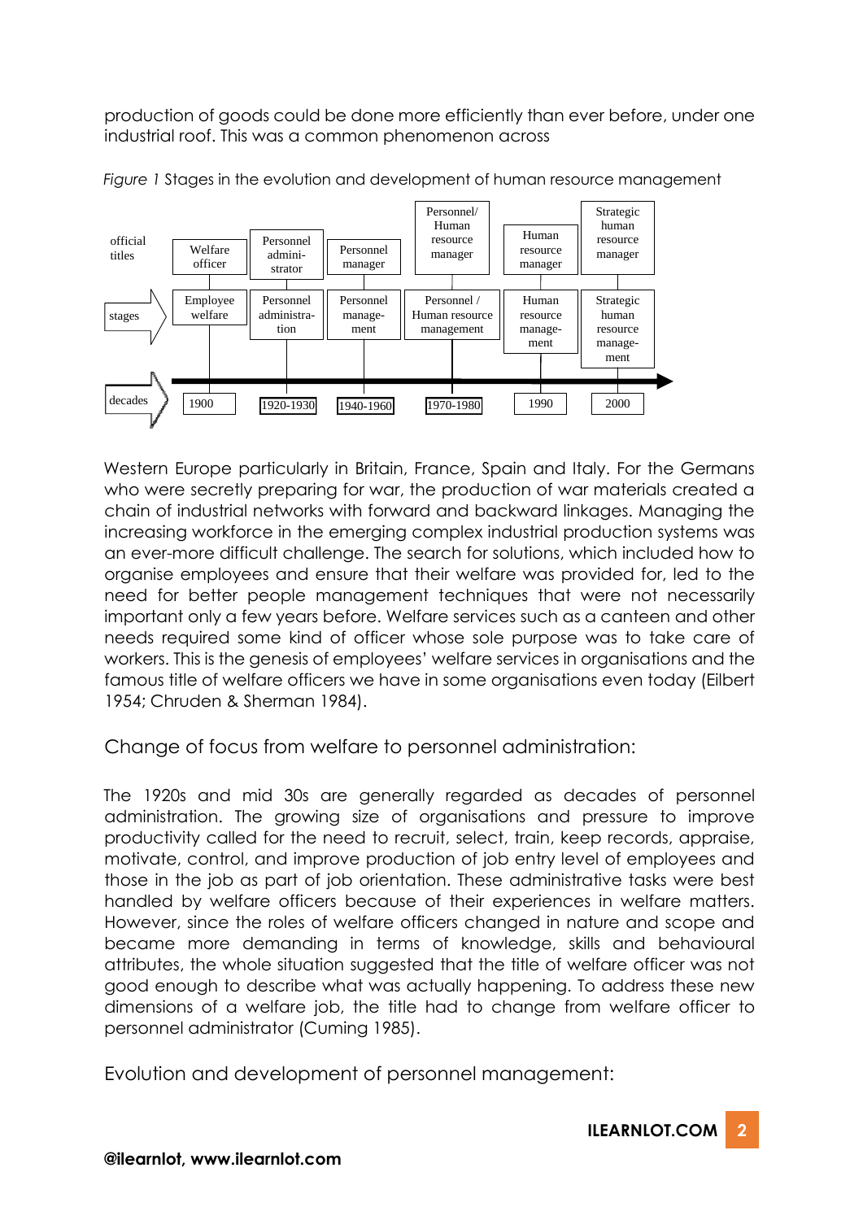production of goods could be done more efficiently than ever before, under one industrial roof. This was a common phenomenon across

*Figure 1* Stages in the evolution and development of human resource management

| | | | | | | |
|---|---|---|---|---|---|---|
| official titles | Welfare officer | Personnel administrator | Personnel manager | Personnel/ Human resource manager | Human resource manager | Strategic human resource manager |
| stages | Employee welfare | Personnel administration | Personnel management | Personnel / Human resource management | Human resource management | Strategic human resource management |
| decades | 1900 | 1920-1930 | 1940-1960 | 1970-1980 | 1990 | 2000 |

Western Europe particularly in Britain, France, Spain and Italy. For the Germans who were secretly preparing for war, the production of war materials created a chain of industrial networks with forward and backward linkages. Managing the increasing workforce in the emerging complex industrial production systems was an ever-more difficult challenge. The search for solutions, which included how to organise employees and ensure that their welfare was provided for, led to the need for better people management techniques that were not necessarily important only a few years before. Welfare services such as a canteen and other needs required some kind of officer whose sole purpose was to take care of workers. This is the genesis of employees' welfare services in organisations and the famous title of welfare officers we have in some organisations even today (Eilbert 1954; Chruden & Sherman 1984).

## Change of focus from welfare to personnel administration:

The 1920s and mid 30s are generally regarded as decades of personnel administration. The growing size of organisations and pressure to improve productivity called for the need to recruit, select, train, keep records, appraise, motivate, control, and improve production of job entry level of employees and those in the job as part of job orientation. These administrative tasks were best handled by welfare officers because of their experiences in welfare matters. However, since the roles of welfare officers changed in nature and scope and became more demanding in terms of knowledge, skills and behavioural attributes, the whole situation suggested that the title of welfare officer was not good enough to describe what was actually happening. To address these new dimensions of a welfare job, the title had to change from welfare officer to personnel administrator (Cuming 1985).

## Evolution and development of personnel management: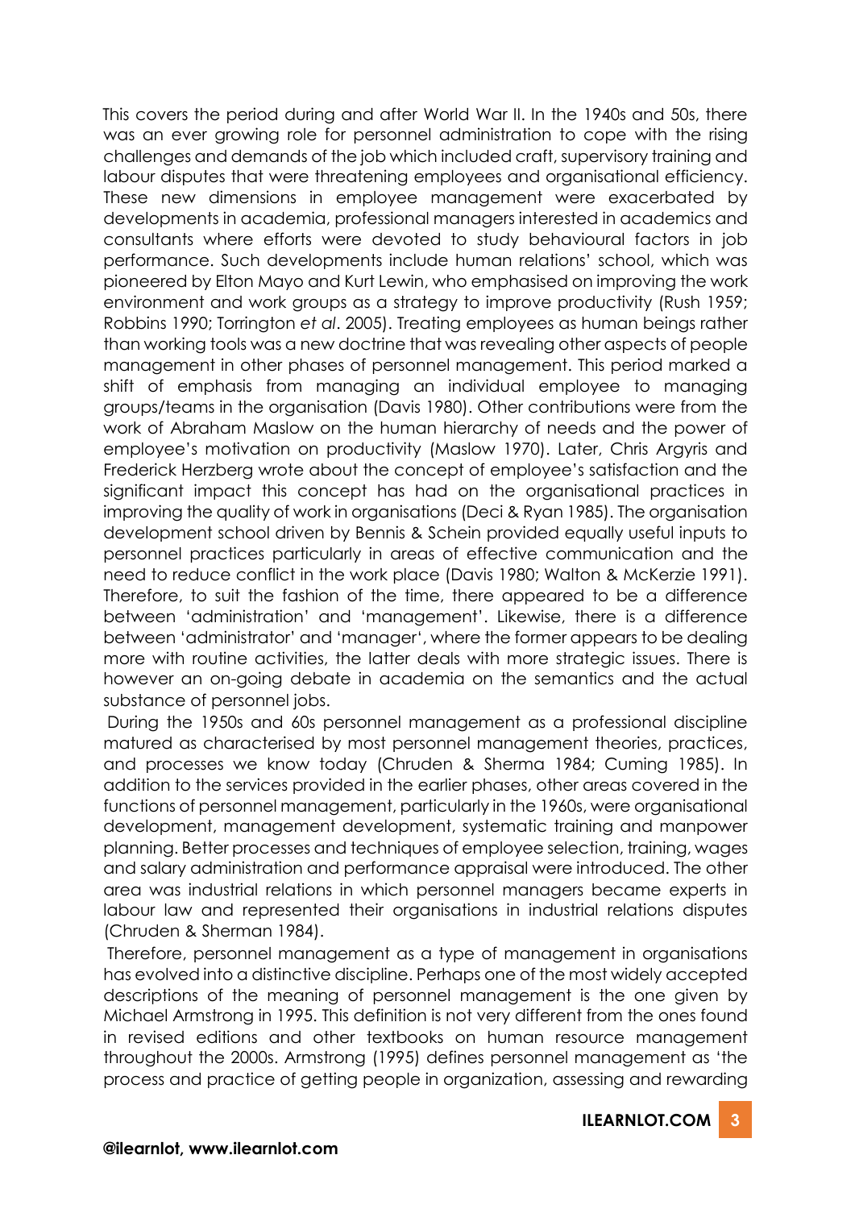This covers the period during and after World War II. In the 1940s and 50s, there was an ever growing role for personnel administration to cope with the rising challenges and demands of the job which included craft, supervisory training and labour disputes that were threatening employees and organisational efficiency. These new dimensions in employee management were exacerbated by developments in academia, professional managers interested in academics and consultants where efforts were devoted to study behavioural factors in job performance. Such developments include human relations' school, which was pioneered by Elton Mayo and Kurt Lewin, who emphasised on improving the work environment and work groups as a strategy to improve productivity (Rush 1959; Robbins 1990; Torrington *et al*. 2005). Treating employees as human beings rather than working tools was a new doctrine that was revealing other aspects of people management in other phases of personnel management. This period marked a shift of emphasis from managing an individual employee to managing groups/teams in the organisation (Davis 1980). Other contributions were from the work of Abraham Maslow on the human hierarchy of needs and the power of employee's motivation on productivity (Maslow 1970). Later, Chris Argyris and Frederick Herzberg wrote about the concept of employee's satisfaction and the significant impact this concept has had on the organisational practices in improving the quality of work in organisations (Deci & Ryan 1985). The organisation development school driven by Bennis & Schein provided equally useful inputs to personnel practices particularly in areas of effective communication and the need to reduce conflict in the work place (Davis 1980; Walton & McKerzie 1991). Therefore, to suit the fashion of the time, there appeared to be a difference between 'administration' and 'management'. Likewise, there is a difference between 'administrator' and 'manager', where the former appears to be dealing more with routine activities, the latter deals with more strategic issues. There is however an on-going debate in academia on the semantics and the actual substance of personnel jobs.

During the 1950s and 60s personnel management as a professional discipline matured as characterised by most personnel management theories, practices, and processes we know today (Chruden & Sherma 1984; Cuming 1985). In addition to the services provided in the earlier phases, other areas covered in the functions of personnel management, particularly in the 1960s, were organisational development, management development, systematic training and manpower planning. Better processes and techniques of employee selection, training, wages and salary administration and performance appraisal were introduced. The other area was industrial relations in which personnel managers became experts in labour law and represented their organisations in industrial relations disputes (Chruden & Sherman 1984).

Therefore, personnel management as a type of management in organisations has evolved into a distinctive discipline. Perhaps one of the most widely accepted descriptions of the meaning of personnel management is the one given by Michael Armstrong in 1995. This definition is not very different from the ones found in revised editions and other textbooks on human resource management throughout the 2000s. Armstrong (1995) defines personnel management as 'the process and practice of getting people in organization, assessing and rewarding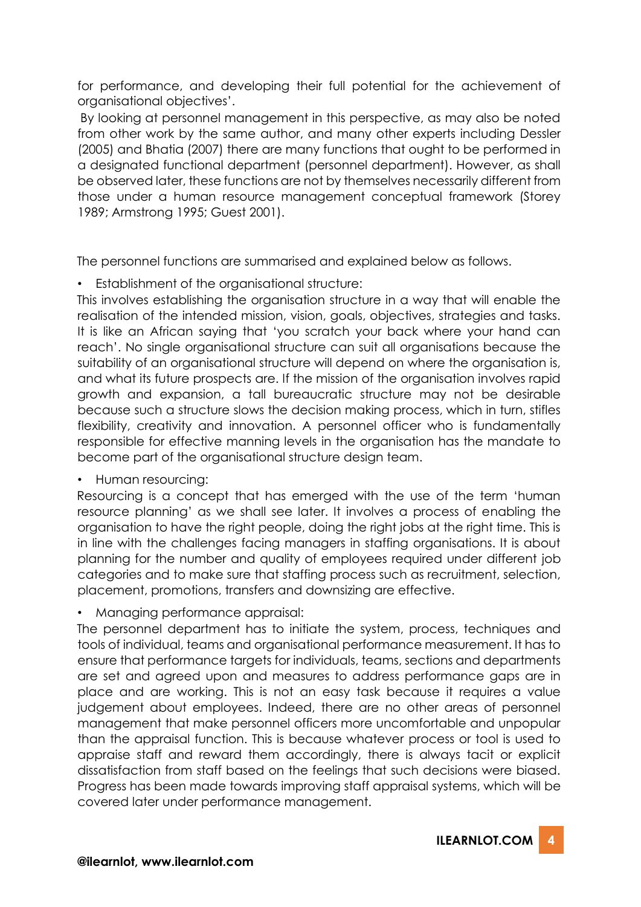for performance, and developing their full potential for the achievement of organisational objectives'.

By looking at personnel management in this perspective, as may also be noted from other work by the same author, and many other experts including Dessler (2005) and Bhatia (2007) there are many functions that ought to be performed in a designated functional department (personnel department). However, as shall be observed later, these functions are not by themselves necessarily different from those under a human resource management conceptual framework (Storey 1989; Armstrong 1995; Guest 2001).

The personnel functions are summarised and explained below as follows.

- Establishment of the organisational structure:

This involves establishing the organisation structure in a way that will enable the realisation of the intended mission, vision, goals, objectives, strategies and tasks. It is like an African saying that 'you scratch your back where your hand can reach'. No single organisational structure can suit all organisations because the suitability of an organisational structure will depend on where the organisation is, and what its future prospects are. If the mission of the organisation involves rapid growth and expansion, a tall bureaucratic structure may not be desirable because such a structure slows the decision making process, which in turn, stifles flexibility, creativity and innovation. A personnel officer who is fundamentally responsible for effective manning levels in the organisation has the mandate to become part of the organisational structure design team.

- Human resourcing:

Resourcing is a concept that has emerged with the use of the term 'human resource planning' as we shall see later. It involves a process of enabling the organisation to have the right people, doing the right jobs at the right time. This is in line with the challenges facing managers in staffing organisations. It is about planning for the number and quality of employees required under different job categories and to make sure that staffing process such as recruitment, selection, placement, promotions, transfers and downsizing are effective.

- Managing performance appraisal:

The personnel department has to initiate the system, process, techniques and tools of individual, teams and organisational performance measurement. It has to ensure that performance targets for individuals, teams, sections and departments are set and agreed upon and measures to address performance gaps are in place and are working. This is not an easy task because it requires a value judgement about employees. Indeed, there are no other areas of personnel management that make personnel officers more uncomfortable and unpopular than the appraisal function. This is because whatever process or tool is used to appraise staff and reward them accordingly, there is always tacit or explicit dissatisfaction from staff based on the feelings that such decisions were biased. Progress has been made towards improving staff appraisal systems, which will be covered later under performance management.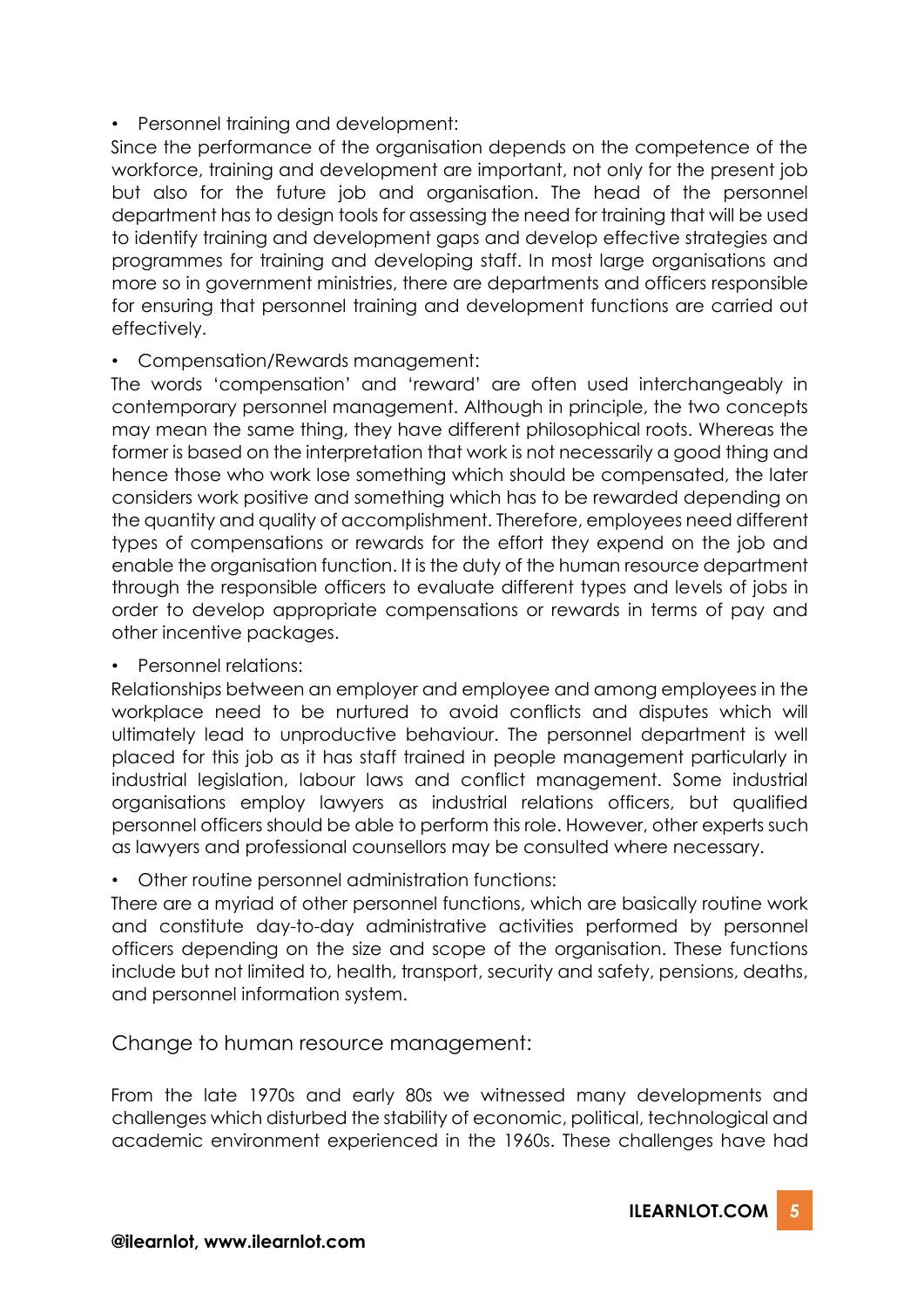- Personnel training and development:

Since the performance of the organisation depends on the competence of the workforce, training and development are important, not only for the present job but also for the future job and organisation. The head of the personnel department has to design tools for assessing the need for training that will be used to identify training and development gaps and develop effective strategies and programmes for training and developing staff. In most large organisations and more so in government ministries, there are departments and officers responsible for ensuring that personnel training and development functions are carried out effectively.

- Compensation/Rewards management:

The words 'compensation' and 'reward' are often used interchangeably in contemporary personnel management. Although in principle, the two concepts may mean the same thing, they have different philosophical roots. Whereas the former is based on the interpretation that work is not necessarily a good thing and hence those who work lose something which should be compensated, the later considers work positive and something which has to be rewarded depending on the quantity and quality of accomplishment. Therefore, employees need different types of compensations or rewards for the effort they expend on the job and enable the organisation function. It is the duty of the human resource department through the responsible officers to evaluate different types and levels of jobs in order to develop appropriate compensations or rewards in terms of pay and other incentive packages.

- Personnel relations:

Relationships between an employer and employee and among employees in the workplace need to be nurtured to avoid conflicts and disputes which will ultimately lead to unproductive behaviour. The personnel department is well placed for this job as it has staff trained in people management particularly in industrial legislation, labour laws and conflict management. Some industrial organisations employ lawyers as industrial relations officers, but qualified personnel officers should be able to perform this role. However, other experts such as lawyers and professional counsellors may be consulted where necessary.

- Other routine personnel administration functions:

There are a myriad of other personnel functions, which are basically routine work and constitute day-to-day administrative activities performed by personnel officers depending on the size and scope of the organisation. These functions include but not limited to, health, transport, security and safety, pensions, deaths, and personnel information system.

## Change to human resource management:

From the late 1970s and early 80s we witnessed many developments and challenges which disturbed the stability of economic, political, technological and academic environment experienced in the 1960s. These challenges have had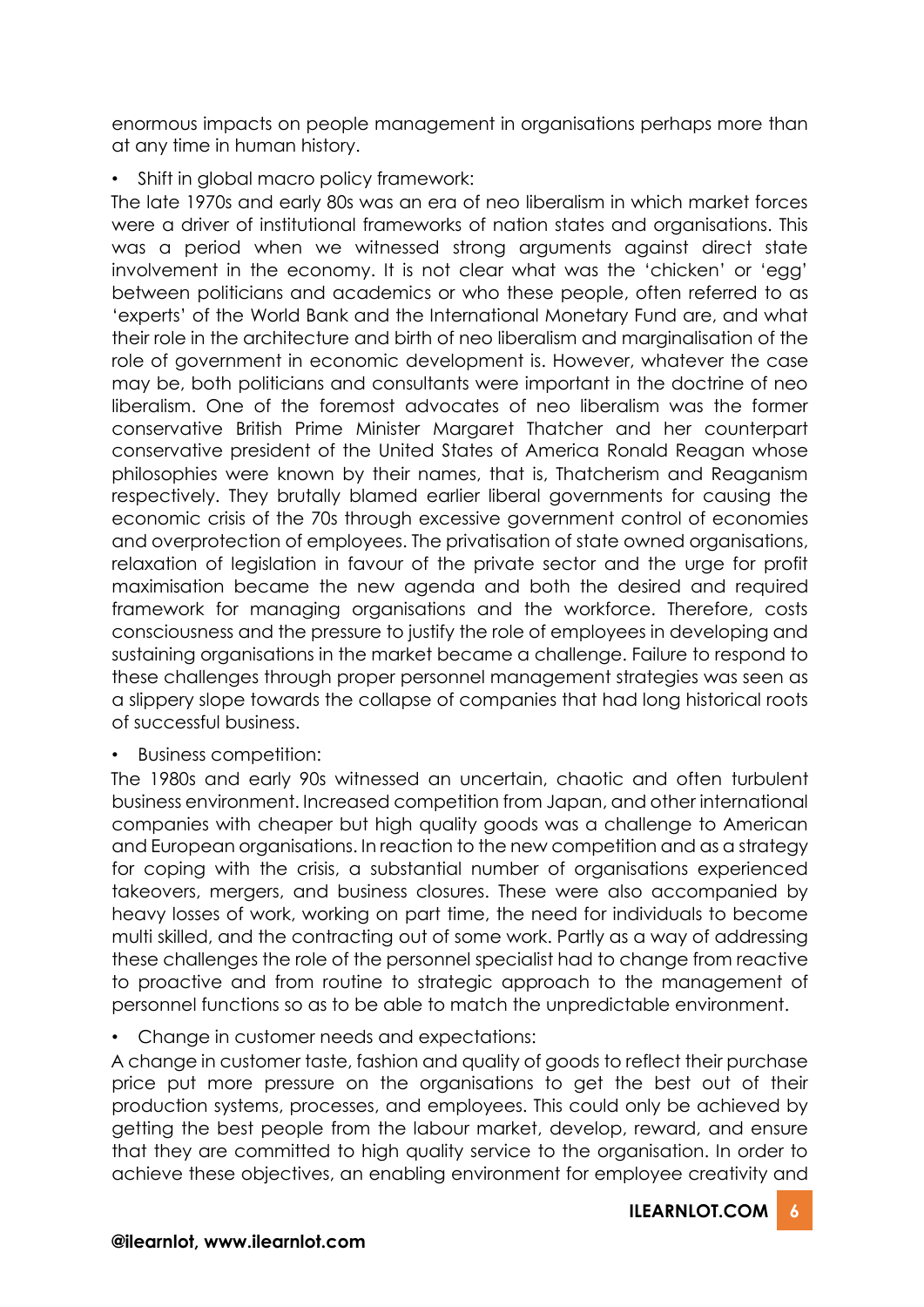enormous impacts on people management in organisations perhaps more than at any time in human history.

- Shift in global macro policy framework:

The late 1970s and early 80s was an era of neo liberalism in which market forces were a driver of institutional frameworks of nation states and organisations. This was a period when we witnessed strong arguments against direct state involvement in the economy. It is not clear what was the 'chicken' or 'egg' between politicians and academics or who these people, often referred to as 'experts' of the World Bank and the International Monetary Fund are, and what their role in the architecture and birth of neo liberalism and marginalisation of the role of government in economic development is. However, whatever the case may be, both politicians and consultants were important in the doctrine of neo liberalism. One of the foremost advocates of neo liberalism was the former conservative British Prime Minister Margaret Thatcher and her counterpart conservative president of the United States of America Ronald Reagan whose philosophies were known by their names, that is, Thatcherism and Reaganism respectively. They brutally blamed earlier liberal governments for causing the economic crisis of the 70s through excessive government control of economies and overprotection of employees. The privatisation of state owned organisations, relaxation of legislation in favour of the private sector and the urge for profit maximisation became the new agenda and both the desired and required framework for managing organisations and the workforce. Therefore, costs consciousness and the pressure to justify the role of employees in developing and sustaining organisations in the market became a challenge. Failure to respond to these challenges through proper personnel management strategies was seen as a slippery slope towards the collapse of companies that had long historical roots of successful business.

- Business competition:

The 1980s and early 90s witnessed an uncertain, chaotic and often turbulent business environment. Increased competition from Japan, and other international companies with cheaper but high quality goods was a challenge to American and European organisations. In reaction to the new competition and as a strategy for coping with the crisis, a substantial number of organisations experienced takeovers, mergers, and business closures. These were also accompanied by heavy losses of work, working on part time, the need for individuals to become multi skilled, and the contracting out of some work. Partly as a way of addressing these challenges the role of the personnel specialist had to change from reactive to proactive and from routine to strategic approach to the management of personnel functions so as to be able to match the unpredictable environment.

- Change in customer needs and expectations:

A change in customer taste, fashion and quality of goods to reflect their purchase price put more pressure on the organisations to get the best out of their production systems, processes, and employees. This could only be achieved by getting the best people from the labour market, develop, reward, and ensure that they are committed to high quality service to the organisation. In order to achieve these objectives, an enabling environment for employee creativity and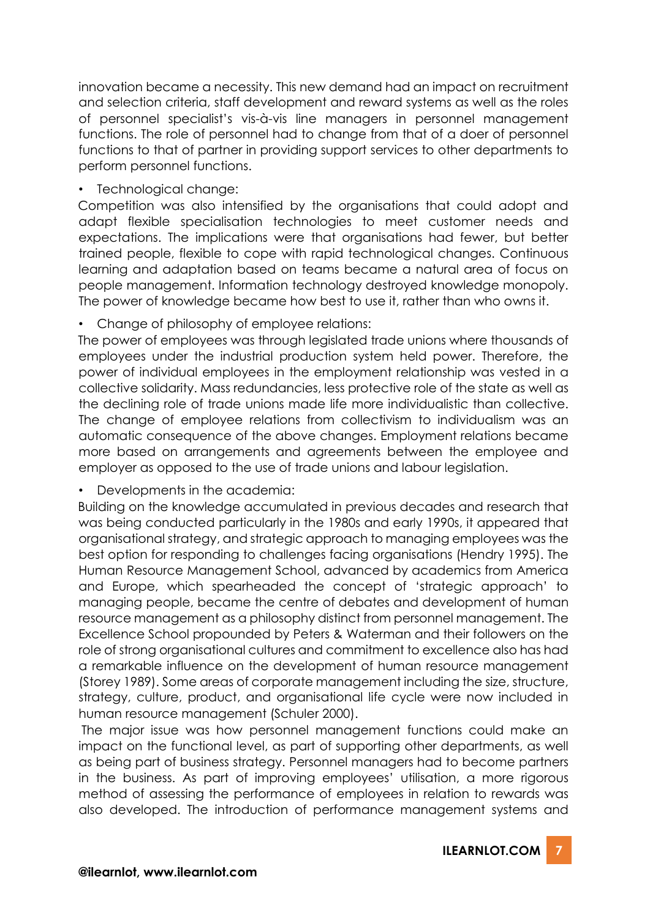innovation became a necessity. This new demand had an impact on recruitment and selection criteria, staff development and reward systems as well as the roles of personnel specialist's vis-à-vis line managers in personnel management functions. The role of personnel had to change from that of a doer of personnel functions to that of partner in providing support services to other departments to perform personnel functions.

- Technological change:

Competition was also intensified by the organisations that could adopt and adapt flexible specialisation technologies to meet customer needs and expectations. The implications were that organisations had fewer, but better trained people, flexible to cope with rapid technological changes. Continuous learning and adaptation based on teams became a natural area of focus on people management. Information technology destroyed knowledge monopoly. The power of knowledge became how best to use it, rather than who owns it.

- Change of philosophy of employee relations:

The power of employees was through legislated trade unions where thousands of employees under the industrial production system held power. Therefore, the power of individual employees in the employment relationship was vested in a collective solidarity. Mass redundancies, less protective role of the state as well as the declining role of trade unions made life more individualistic than collective. The change of employee relations from collectivism to individualism was an automatic consequence of the above changes. Employment relations became more based on arrangements and agreements between the employee and employer as opposed to the use of trade unions and labour legislation.

- Developments in the academia:

Building on the knowledge accumulated in previous decades and research that was being conducted particularly in the 1980s and early 1990s, it appeared that organisational strategy, and strategic approach to managing employees was the best option for responding to challenges facing organisations (Hendry 1995). The Human Resource Management School, advanced by academics from America and Europe, which spearheaded the concept of 'strategic approach' to managing people, became the centre of debates and development of human resource management as a philosophy distinct from personnel management. The Excellence School propounded by Peters & Waterman and their followers on the role of strong organisational cultures and commitment to excellence also has had a remarkable influence on the development of human resource management (Storey 1989). Some areas of corporate management including the size, structure, strategy, culture, product, and organisational life cycle were now included in human resource management (Schuler 2000).

The major issue was how personnel management functions could make an impact on the functional level, as part of supporting other departments, as well as being part of business strategy. Personnel managers had to become partners in the business. As part of improving employees' utilisation, a more rigorous method of assessing the performance of employees in relation to rewards was also developed. The introduction of performance management systems and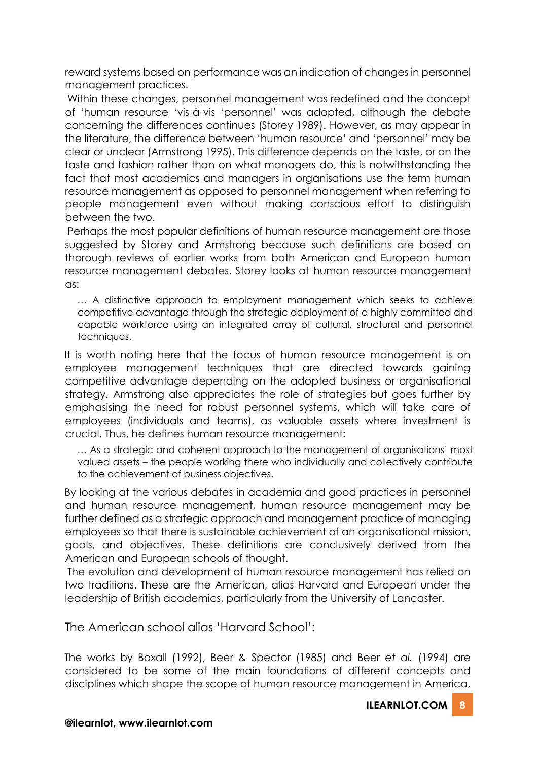reward systems based on performance was an indication of changes in personnel management practices.

Within these changes, personnel management was redefined and the concept of 'human resource 'vis-à-vis 'personnel' was adopted, although the debate concerning the differences continues (Storey 1989). However, as may appear in the literature, the difference between 'human resource' and 'personnel' may be clear or unclear (Armstrong 1995). This difference depends on the taste, or on the taste and fashion rather than on what managers do, this is notwithstanding the fact that most academics and managers in organisations use the term human resource management as opposed to personnel management when referring to people management even without making conscious effort to distinguish between the two.

Perhaps the most popular definitions of human resource management are those suggested by Storey and Armstrong because such definitions are based on thorough reviews of earlier works from both American and European human resource management debates. Storey looks at human resource management as:

> … A distinctive approach to employment management which seeks to achieve competitive advantage through the strategic deployment of a highly committed and capable workforce using an integrated array of cultural, structural and personnel techniques.

It is worth noting here that the focus of human resource management is on employee management techniques that are directed towards gaining competitive advantage depending on the adopted business or organisational strategy. Armstrong also appreciates the role of strategies but goes further by emphasising the need for robust personnel systems, which will take care of employees (individuals and teams), as valuable assets where investment is crucial. Thus, he defines human resource management:

> … As a strategic and coherent approach to the management of organisations' most valued assets – the people working there who individually and collectively contribute to the achievement of business objectives.

By looking at the various debates in academia and good practices in personnel and human resource management, human resource management may be further defined as a strategic approach and management practice of managing employees so that there is sustainable achievement of an organisational mission, goals, and objectives. These definitions are conclusively derived from the American and European schools of thought.

The evolution and development of human resource management has relied on two traditions. These are the American, alias Harvard and European under the leadership of British academics, particularly from the University of Lancaster.

## The American school alias 'Harvard School':

The works by Boxall (1992), Beer & Spector (1985) and Beer *et al.* (1994) are considered to be some of the main foundations of different concepts and disciplines which shape the scope of human resource management in America,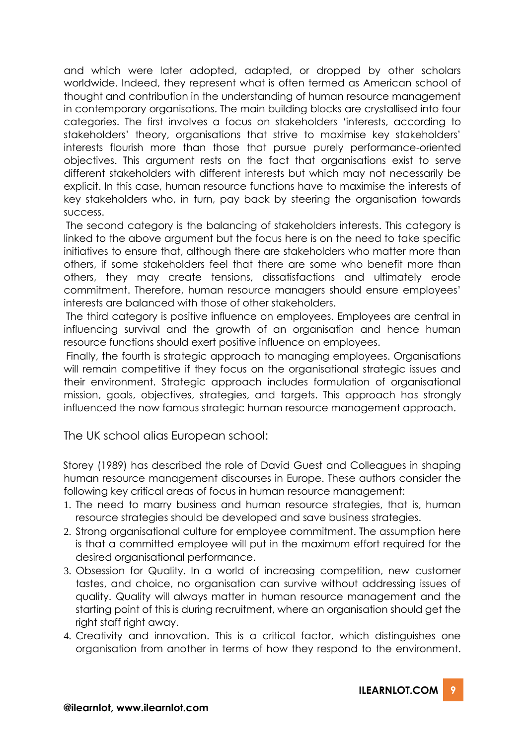and which were later adopted, adapted, or dropped by other scholars worldwide. Indeed, they represent what is often termed as American school of thought and contribution in the understanding of human resource management in contemporary organisations. The main building blocks are crystallised into four categories. The first involves a focus on stakeholders 'interests, according to stakeholders' theory, organisations that strive to maximise key stakeholders' interests flourish more than those that pursue purely performance-oriented objectives. This argument rests on the fact that organisations exist to serve different stakeholders with different interests but which may not necessarily be explicit. In this case, human resource functions have to maximise the interests of key stakeholders who, in turn, pay back by steering the organisation towards success.

The second category is the balancing of stakeholders interests. This category is linked to the above argument but the focus here is on the need to take specific initiatives to ensure that, although there are stakeholders who matter more than others, if some stakeholders feel that there are some who benefit more than others, they may create tensions, dissatisfactions and ultimately erode commitment. Therefore, human resource managers should ensure employees' interests are balanced with those of other stakeholders.

The third category is positive influence on employees. Employees are central in influencing survival and the growth of an organisation and hence human resource functions should exert positive influence on employees.

Finally, the fourth is strategic approach to managing employees. Organisations will remain competitive if they focus on the organisational strategic issues and their environment. Strategic approach includes formulation of organisational mission, goals, objectives, strategies, and targets. This approach has strongly influenced the now famous strategic human resource management approach.

## The UK school alias European school:

Storey (1989) has described the role of David Guest and Colleagues in shaping human resource management discourses in Europe. These authors consider the following key critical areas of focus in human resource management:

1. The need to marry business and human resource strategies, that is, human resource strategies should be developed and save business strategies.
2. Strong organisational culture for employee commitment. The assumption here is that a committed employee will put in the maximum effort required for the desired organisational performance.
3. Obsession for Quality. In a world of increasing competition, new customer tastes, and choice, no organisation can survive without addressing issues of quality. Quality will always matter in human resource management and the starting point of this is during recruitment, where an organisation should get the right staff right away.
4. Creativity and innovation. This is a critical factor, which distinguishes one organisation from another in terms of how they respond to the environment.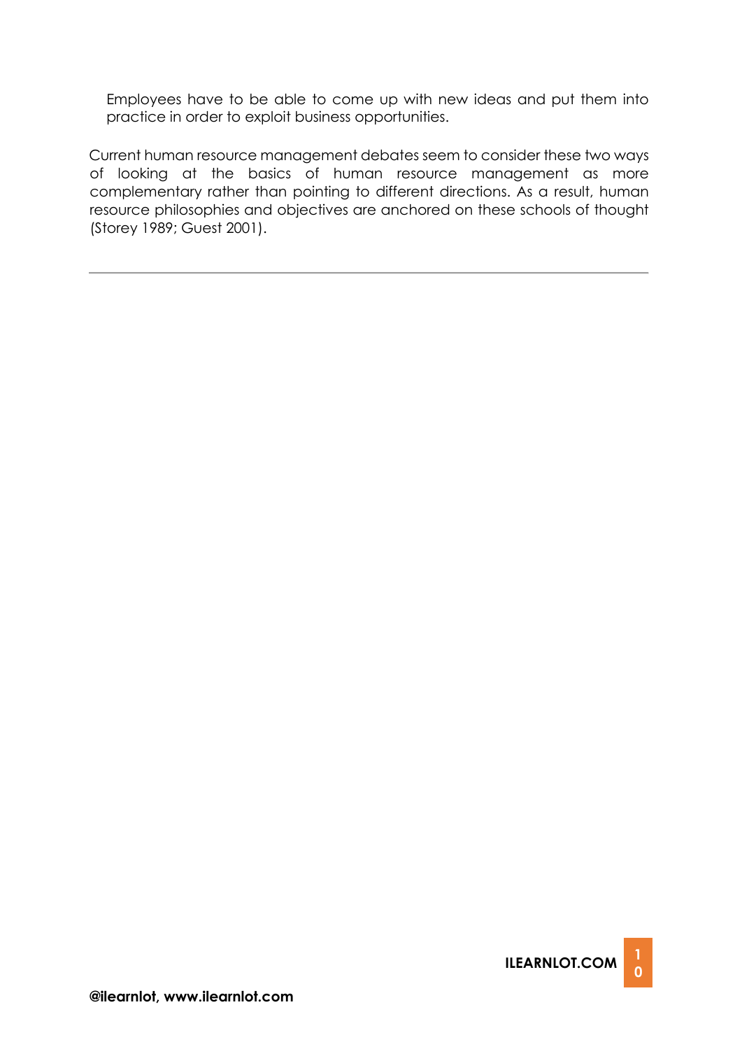Employees have to be able to come up with new ideas and put them into practice in order to exploit business opportunities.

Current human resource management debates seem to consider these two ways of looking at the basics of human resource management as more complementary rather than pointing to different directions. As a result, human resource philosophies and objectives are anchored on these schools of thought (Storey 1989; Guest 2001).

---